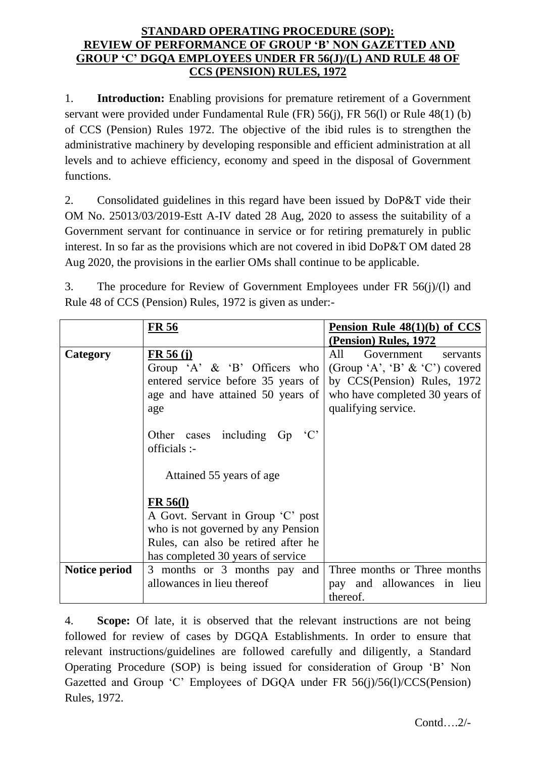# STANDARD OPERATING PROCEDURE (SOP): REVIEW OF PERFORMANCE OF GROUP 'B' NON GAZETTED AND GROUP 'C' DGQA EMPLOYEES UNDER FR 56(J)/(L) AND RULE 48 OF CCS (PENSION) RULES, 1972

1. **Introduction:** Enabling provisions for premature retirement of a Government servant were provided under Fundamental Rule (FR) 56(j), FR 56(l) or Rule 48(1) (b) of CCS (Pension) Rules 1972. The objective of the ibid rules is to strengthen the administrative machinery by developing responsible and efficient administration at all levels and to achieve efficiency, economy and speed in the disposal of Government functions.

2. Consolidated guidelines in this regard have been issued by DoP&T vide their OM No. 25013/03/2019-Estt A-IV dated 28 Aug, 2020 to assess the suitability of a Government servant for continuance in service or for retiring prematurely in public interest. In so far as the provisions which are not covered in ibid DoP&T OM dated 28 Aug 2020, the provisions in the earlier OMs shall continue to be applicable.

3. The procedure for Review of Government Employees under FR 56(j)/(l) and Rule 48 of CCS (Pension) Rules, 1972 is given as under:-

| | **FR 56** | **Pension Rule 48(1)(b) of CCS (Pension) Rules, 1972** |
|---|---|---|
| **Category** | **FR 56 (j)**<br>Group 'A' & 'B' Officers who entered service before 35 years of age and have attained 50 years of age<br><br>Other cases including Gp 'C' officials :-<br><br>Attained 55 years of age<br><br>**FR 56(l)**<br>A Govt. Servant in Group 'C' post who is not governed by any Pension Rules, can also be retired after he has completed 30 years of service | All Government servants (Group 'A', 'B' & 'C') covered by CCS(Pension) Rules, 1972 who have completed 30 years of qualifying service. |
| **Notice period** | 3 months or 3 months pay and allowances in lieu thereof | Three months or Three months pay and allowances in lieu thereof. |

4. **Scope:** Of late, it is observed that the relevant instructions are not being followed for review of cases by DGQA Establishments. In order to ensure that relevant instructions/guidelines are followed carefully and diligently, a Standard Operating Procedure (SOP) is being issued for consideration of Group 'B' Non Gazetted and Group 'C' Employees of DGQA under FR 56(j)/56(l)/CCS(Pension) Rules, 1972.

Contd….2/-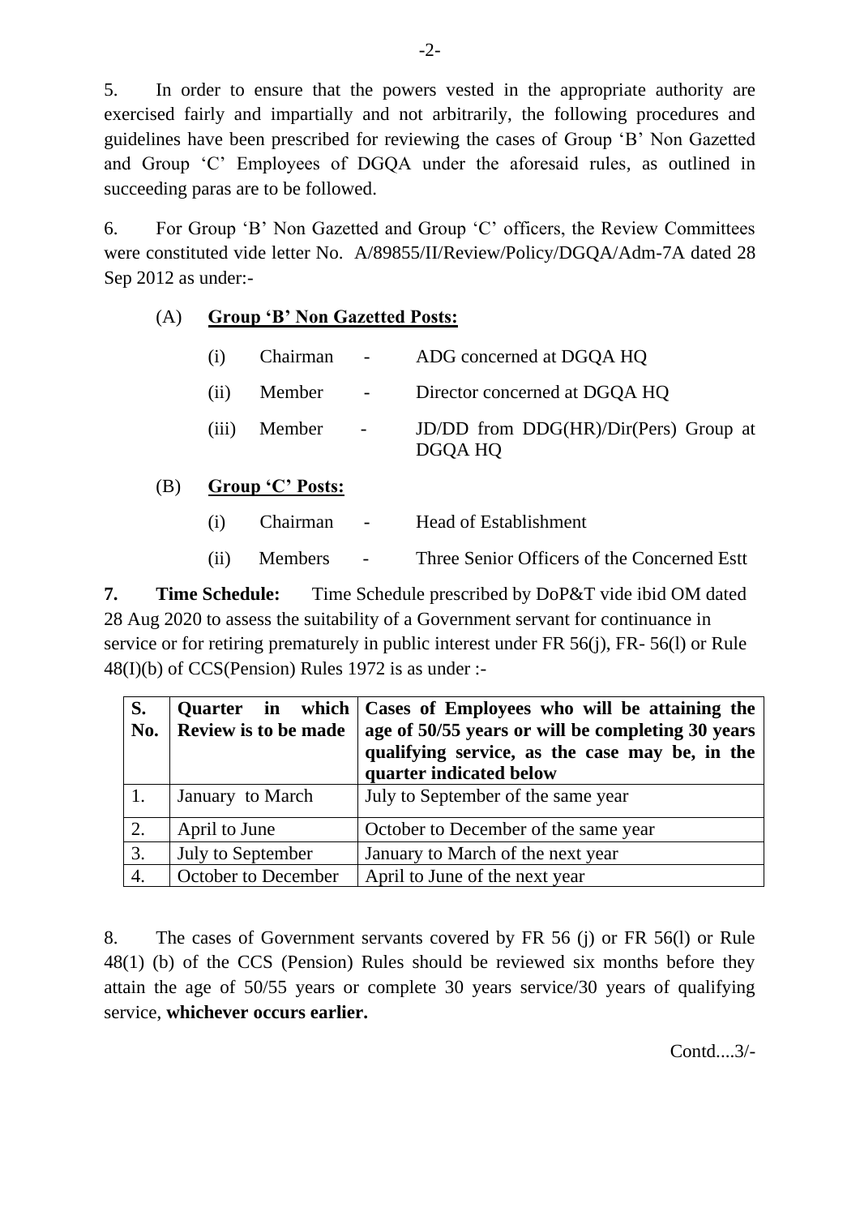5. In order to ensure that the powers vested in the appropriate authority are exercised fairly and impartially and not arbitrarily, the following procedures and guidelines have been prescribed for reviewing the cases of Group 'B' Non Gazetted and Group 'C' Employees of DGQA under the aforesaid rules, as outlined in succeeding paras are to be followed.

6. For Group 'B' Non Gazetted and Group 'C' officers, the Review Committees were constituted vide letter No. A/89855/II/Review/Policy/DGQA/Adm-7A dated 28 Sep 2012 as under:-

(A) **Group 'B' Non Gazetted Posts:**

(i) Chairman - ADG concerned at DGQA HQ

(ii) Member - Director concerned at DGQA HQ

(iii) Member - JD/DD from DDG(HR)/Dir(Pers) Group at DGQA HQ

(B) **Group 'C' Posts:**

(i) Chairman - Head of Establishment

(ii) Members - Three Senior Officers of the Concerned Estt

**7. Time Schedule:** Time Schedule prescribed by DoP&T vide ibid OM dated 28 Aug 2020 to assess the suitability of a Government servant for continuance in service or for retiring prematurely in public interest under FR 56(j), FR- 56(l) or Rule 48(I)(b) of CCS(Pension) Rules 1972 is as under :-

| S. No. | Quarter in which Review is to be made | Cases of Employees who will be attaining the age of 50/55 years or will be completing 30 years qualifying service, as the case may be, in the quarter indicated below |
|---|---|---|
| 1. | January to March | July to September of the same year |
| 2. | April to June | October to December of the same year |
| 3. | July to September | January to March of the next year |
| 4. | October to December | April to June of the next year |

8. The cases of Government servants covered by FR 56 (j) or FR 56(l) or Rule 48(1) (b) of the CCS (Pension) Rules should be reviewed six months before they attain the age of 50/55 years or complete 30 years service/30 years of qualifying service, **whichever occurs earlier.**

Contd....3/-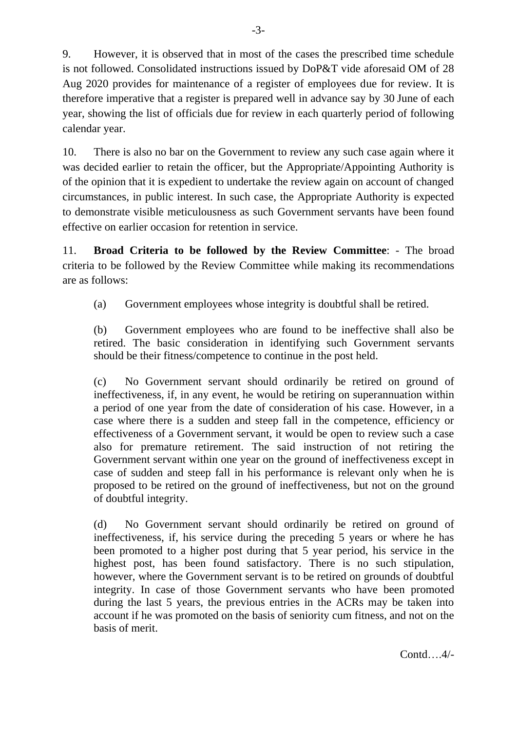9. However, it is observed that in most of the cases the prescribed time schedule is not followed. Consolidated instructions issued by DoP&T vide aforesaid OM of 28 Aug 2020 provides for maintenance of a register of employees due for review. It is therefore imperative that a register is prepared well in advance say by 30 June of each year, showing the list of officials due for review in each quarterly period of following calendar year.

10. There is also no bar on the Government to review any such case again where it was decided earlier to retain the officer, but the Appropriate/Appointing Authority is of the opinion that it is expedient to undertake the review again on account of changed circumstances, in public interest. In such case, the Appropriate Authority is expected to demonstrate visible meticulousness as such Government servants have been found effective on earlier occasion for retention in service.

11. **Broad Criteria to be followed by the Review Committee**: - The broad criteria to be followed by the Review Committee while making its recommendations are as follows:

> (a) Government employees whose integrity is doubtful shall be retired.
>
> (b) Government employees who are found to be ineffective shall also be retired. The basic consideration in identifying such Government servants should be their fitness/competence to continue in the post held.
>
> (c) No Government servant should ordinarily be retired on ground of ineffectiveness, if, in any event, he would be retiring on superannuation within a period of one year from the date of consideration of his case. However, in a case where there is a sudden and steep fall in the competence, efficiency or effectiveness of a Government servant, it would be open to review such a case also for premature retirement. The said instruction of not retiring the Government servant within one year on the ground of ineffectiveness except in case of sudden and steep fall in his performance is relevant only when he is proposed to be retired on the ground of ineffectiveness, but not on the ground of doubtful integrity.
>
> (d) No Government servant should ordinarily be retired on ground of ineffectiveness, if, his service during the preceding 5 years or where he has been promoted to a higher post during that 5 year period, his service in the highest post, has been found satisfactory. There is no such stipulation, however, where the Government servant is to be retired on grounds of doubtful integrity. In case of those Government servants who have been promoted during the last 5 years, the previous entries in the ACRs may be taken into account if he was promoted on the basis of seniority cum fitness, and not on the basis of merit.

Contd….4/-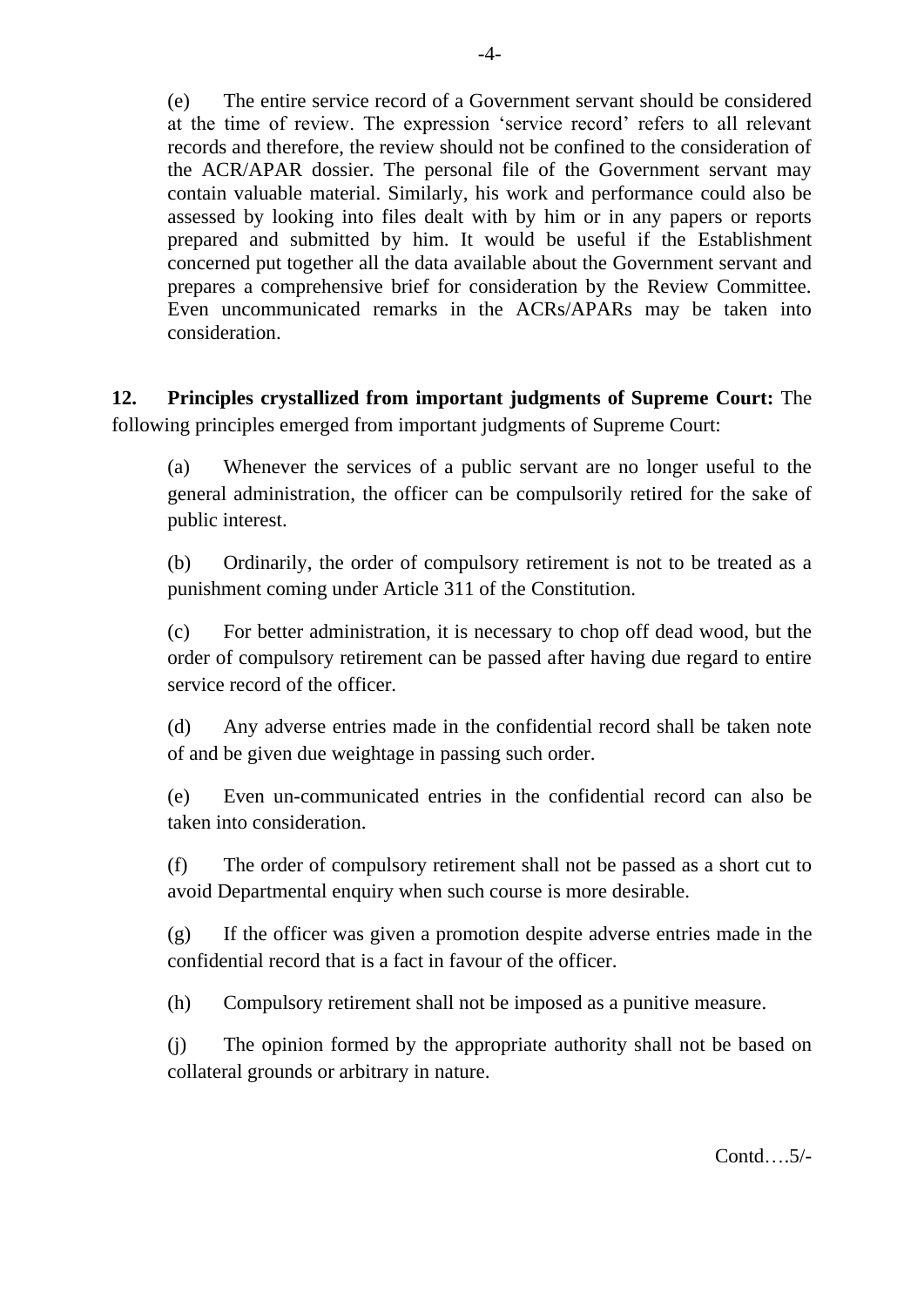(e) The entire service record of a Government servant should be considered at the time of review. The expression 'service record' refers to all relevant records and therefore, the review should not be confined to the consideration of the ACR/APAR dossier. The personal file of the Government servant may contain valuable material. Similarly, his work and performance could also be assessed by looking into files dealt with by him or in any papers or reports prepared and submitted by him. It would be useful if the Establishment concerned put together all the data available about the Government servant and prepares a comprehensive brief for consideration by the Review Committee. Even uncommunicated remarks in the ACRs/APARs may be taken into consideration.

**12. Principles crystallized from important judgments of Supreme Court:** The following principles emerged from important judgments of Supreme Court:

(a) Whenever the services of a public servant are no longer useful to the general administration, the officer can be compulsorily retired for the sake of public interest.

(b) Ordinarily, the order of compulsory retirement is not to be treated as a punishment coming under Article 311 of the Constitution.

(c) For better administration, it is necessary to chop off dead wood, but the order of compulsory retirement can be passed after having due regard to entire service record of the officer.

(d) Any adverse entries made in the confidential record shall be taken note of and be given due weightage in passing such order.

(e) Even un-communicated entries in the confidential record can also be taken into consideration.

(f) The order of compulsory retirement shall not be passed as a short cut to avoid Departmental enquiry when such course is more desirable.

(g) If the officer was given a promotion despite adverse entries made in the confidential record that is a fact in favour of the officer.

(h) Compulsory retirement shall not be imposed as a punitive measure.

(j) The opinion formed by the appropriate authority shall not be based on collateral grounds or arbitrary in nature.

Contd….5/-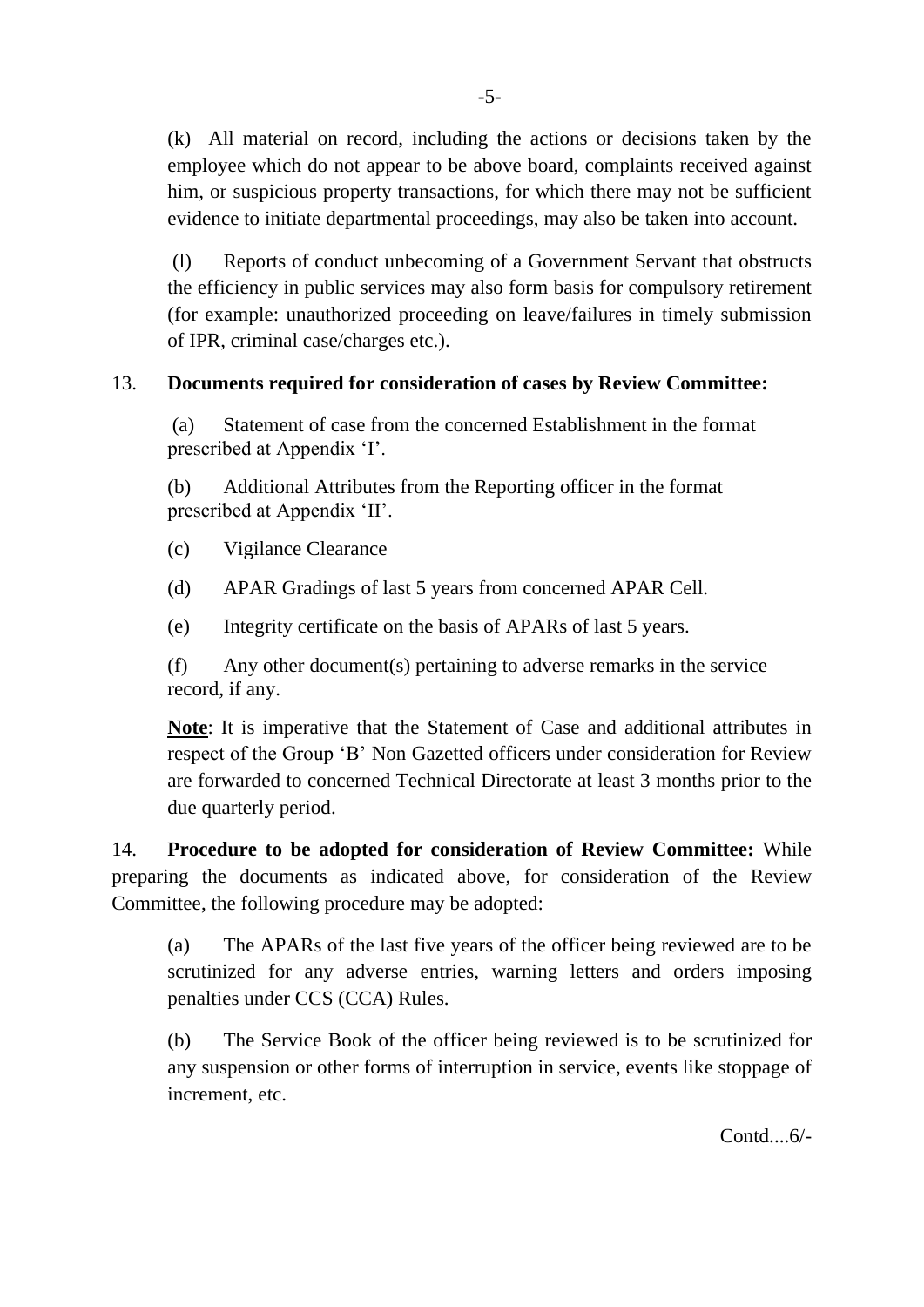(k) All material on record, including the actions or decisions taken by the employee which do not appear to be above board, complaints received against him, or suspicious property transactions, for which there may not be sufficient evidence to initiate departmental proceedings, may also be taken into account.

(l) Reports of conduct unbecoming of a Government Servant that obstructs the efficiency in public services may also form basis for compulsory retirement (for example: unauthorized proceeding on leave/failures in timely submission of IPR, criminal case/charges etc.).

13. **Documents required for consideration of cases by Review Committee:**

(a) Statement of case from the concerned Establishment in the format prescribed at Appendix 'I'.

(b) Additional Attributes from the Reporting officer in the format prescribed at Appendix 'II'.

(c) Vigilance Clearance

(d) APAR Gradings of last 5 years from concerned APAR Cell.

(e) Integrity certificate on the basis of APARs of last 5 years.

(f) Any other document(s) pertaining to adverse remarks in the service record, if any.

**Note**: It is imperative that the Statement of Case and additional attributes in respect of the Group 'B' Non Gazetted officers under consideration for Review are forwarded to concerned Technical Directorate at least 3 months prior to the due quarterly period.

14. **Procedure to be adopted for consideration of Review Committee:** While preparing the documents as indicated above, for consideration of the Review Committee, the following procedure may be adopted:

(a) The APARs of the last five years of the officer being reviewed are to be scrutinized for any adverse entries, warning letters and orders imposing penalties under CCS (CCA) Rules.

(b) The Service Book of the officer being reviewed is to be scrutinized for any suspension or other forms of interruption in service, events like stoppage of increment, etc.

Contd....6/-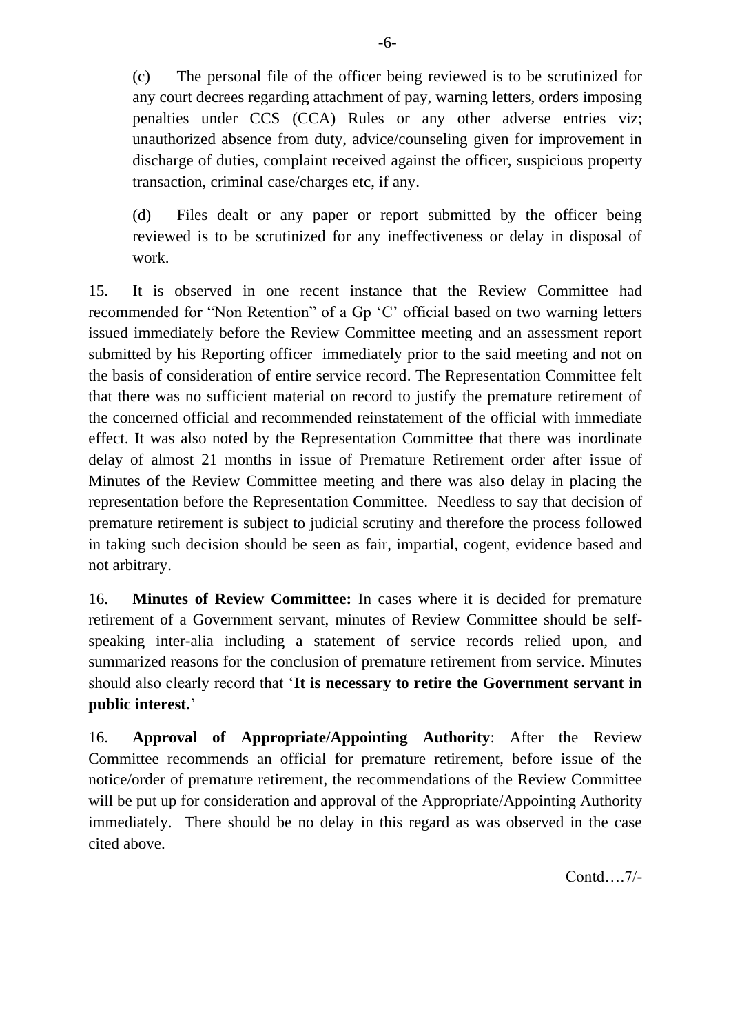(c) The personal file of the officer being reviewed is to be scrutinized for any court decrees regarding attachment of pay, warning letters, orders imposing penalties under CCS (CCA) Rules or any other adverse entries viz; unauthorized absence from duty, advice/counseling given for improvement in discharge of duties, complaint received against the officer, suspicious property transaction, criminal case/charges etc, if any.

(d) Files dealt or any paper or report submitted by the officer being reviewed is to be scrutinized for any ineffectiveness or delay in disposal of work.

15. It is observed in one recent instance that the Review Committee had recommended for "Non Retention" of a Gp 'C' official based on two warning letters issued immediately before the Review Committee meeting and an assessment report submitted by his Reporting officer immediately prior to the said meeting and not on the basis of consideration of entire service record. The Representation Committee felt that there was no sufficient material on record to justify the premature retirement of the concerned official and recommended reinstatement of the official with immediate effect. It was also noted by the Representation Committee that there was inordinate delay of almost 21 months in issue of Premature Retirement order after issue of Minutes of the Review Committee meeting and there was also delay in placing the representation before the Representation Committee. Needless to say that decision of premature retirement is subject to judicial scrutiny and therefore the process followed in taking such decision should be seen as fair, impartial, cogent, evidence based and not arbitrary.

16. **Minutes of Review Committee:** In cases where it is decided for premature retirement of a Government servant, minutes of Review Committee should be self-speaking inter-alia including a statement of service records relied upon, and summarized reasons for the conclusion of premature retirement from service. Minutes should also clearly record that '**It is necessary to retire the Government servant in public interest.**'

16. **Approval of Appropriate/Appointing Authority**: After the Review Committee recommends an official for premature retirement, before issue of the notice/order of premature retirement, the recommendations of the Review Committee will be put up for consideration and approval of the Appropriate/Appointing Authority immediately. There should be no delay in this regard as was observed in the case cited above.

Contd….7/-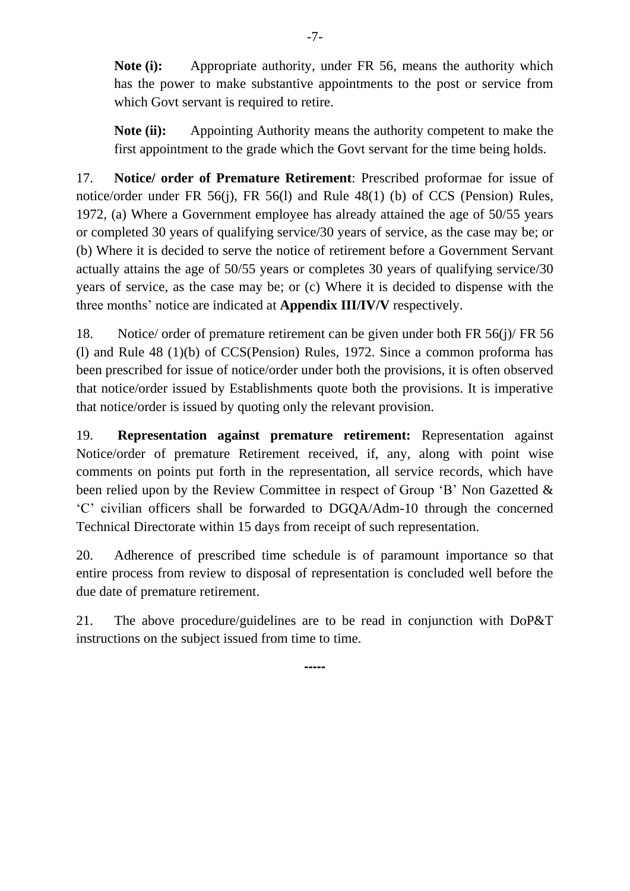**Note (i):** Appropriate authority, under FR 56, means the authority which has the power to make substantive appointments to the post or service from which Govt servant is required to retire.

**Note (ii):** Appointing Authority means the authority competent to make the first appointment to the grade which the Govt servant for the time being holds.

17. **Notice/ order of Premature Retirement**: Prescribed proformae for issue of notice/order under FR 56(j), FR 56(l) and Rule 48(1) (b) of CCS (Pension) Rules, 1972, (a) Where a Government employee has already attained the age of 50/55 years or completed 30 years of qualifying service/30 years of service, as the case may be; or (b) Where it is decided to serve the notice of retirement before a Government Servant actually attains the age of 50/55 years or completes 30 years of qualifying service/30 years of service, as the case may be; or (c) Where it is decided to dispense with the three months' notice are indicated at **Appendix III/IV/V** respectively.

18. Notice/ order of premature retirement can be given under both FR 56(j)/ FR 56 (l) and Rule 48 (1)(b) of CCS(Pension) Rules, 1972. Since a common proforma has been prescribed for issue of notice/order under both the provisions, it is often observed that notice/order issued by Establishments quote both the provisions. It is imperative that notice/order is issued by quoting only the relevant provision.

19. **Representation against premature retirement:** Representation against Notice/order of premature Retirement received, if, any, along with point wise comments on points put forth in the representation, all service records, which have been relied upon by the Review Committee in respect of Group 'B' Non Gazetted & 'C' civilian officers shall be forwarded to DGQA/Adm-10 through the concerned Technical Directorate within 15 days from receipt of such representation.

20. Adherence of prescribed time schedule is of paramount importance so that entire process from review to disposal of representation is concluded well before the due date of premature retirement.

21. The above procedure/guidelines are to be read in conjunction with DoP&T instructions on the subject issued from time to time.

-----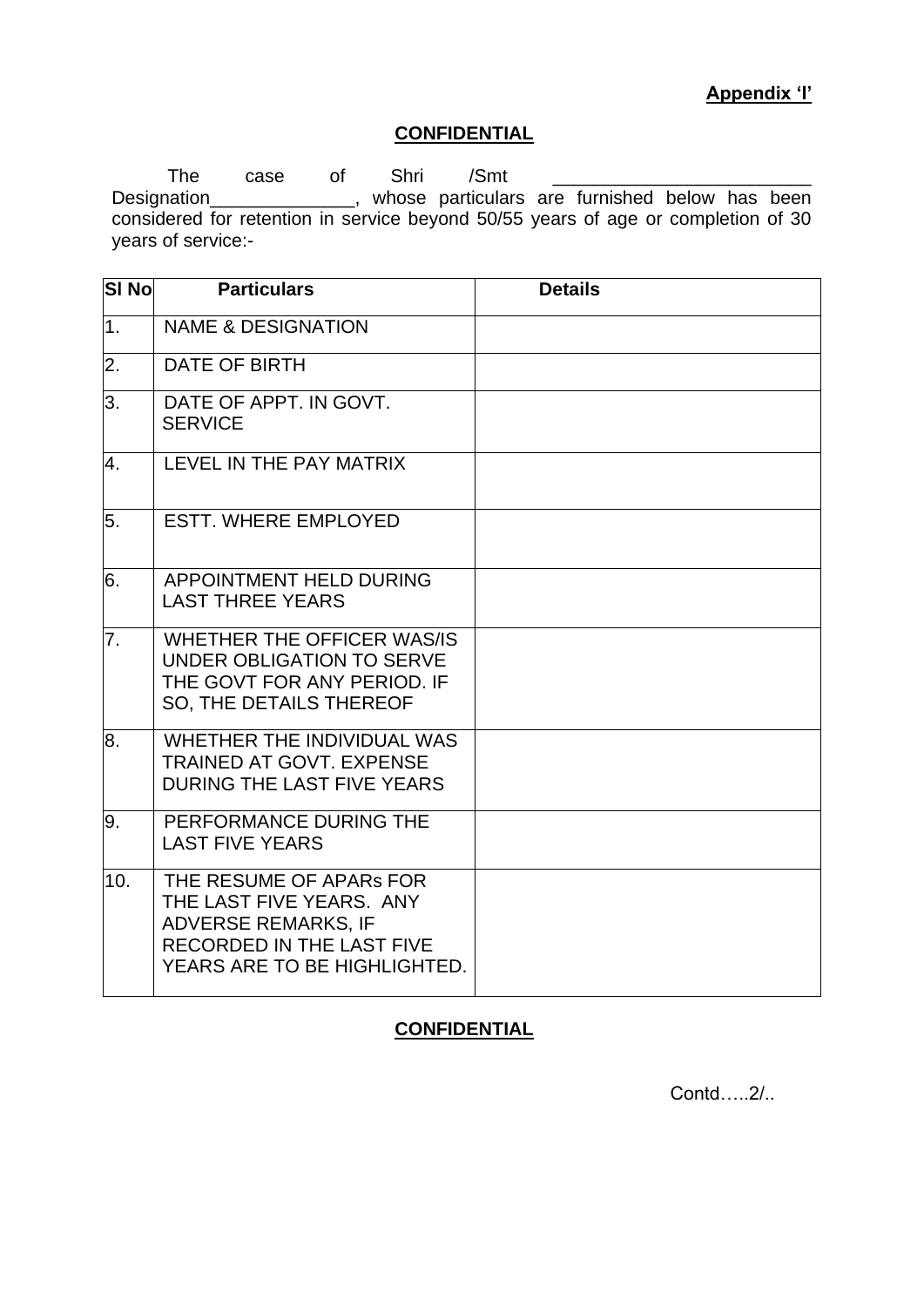**Appendix 'I'**

**CONFIDENTIAL**

The case of Shri /Smt __________________________ Designation_______________, whose particulars are furnished below has been considered for retention in service beyond 50/55 years of age or completion of 30 years of service:-

| Sl No | Particulars | Details |
|---|---|---|
| 1. | NAME & DESIGNATION | |
| 2. | DATE OF BIRTH | |
| 3. | DATE OF APPT. IN GOVT. SERVICE | |
| 4. | LEVEL IN THE PAY MATRIX | |
| 5. | ESTT. WHERE EMPLOYED | |
| 6. | APPOINTMENT HELD DURING LAST THREE YEARS | |
| 7. | WHETHER THE OFFICER WAS/IS UNDER OBLIGATION TO SERVE THE GOVT FOR ANY PERIOD. IF SO, THE DETAILS THEREOF | |
| 8. | WHETHER THE INDIVIDUAL WAS TRAINED AT GOVT. EXPENSE DURING THE LAST FIVE YEARS | |
| 9. | PERFORMANCE DURING THE LAST FIVE YEARS | |
| 10. | THE RESUME OF APARs FOR THE LAST FIVE YEARS. ANY ADVERSE REMARKS, IF RECORDED IN THE LAST FIVE YEARS ARE TO BE HIGHLIGHTED. | |

**CONFIDENTIAL**

Contd…..2/..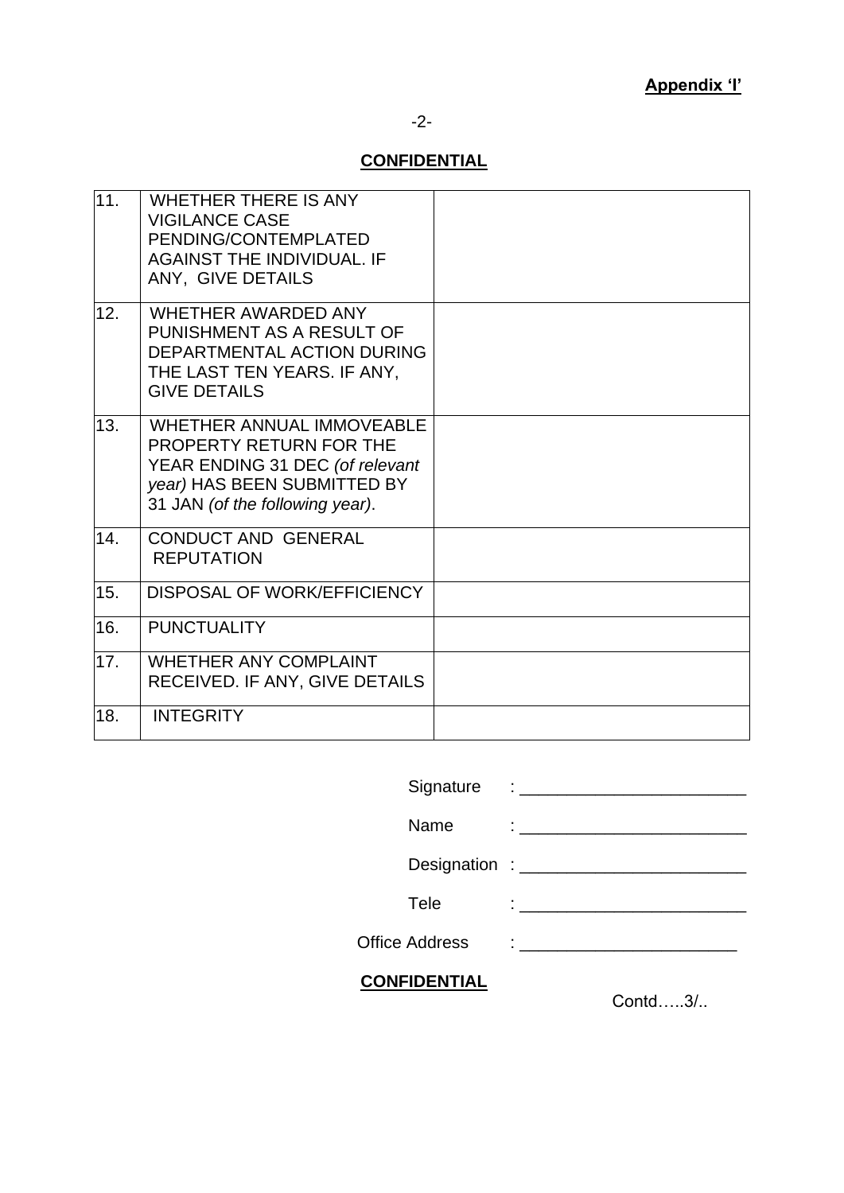**Appendix 'I'**

**CONFIDENTIAL**

| | | |
|---|---|---|
| 11. | WHETHER THERE IS ANY VIGILANCE CASE PENDING/CONTEMPLATED AGAINST THE INDIVIDUAL. IF ANY, GIVE DETAILS | |
| 12. | WHETHER AWARDED ANY PUNISHMENT AS A RESULT OF DEPARTMENTAL ACTION DURING THE LAST TEN YEARS. IF ANY, GIVE DETAILS | |
| 13. | WHETHER ANNUAL IMMOVEABLE PROPERTY RETURN FOR THE YEAR ENDING 31 DEC *(of relevant year)* HAS BEEN SUBMITTED BY 31 JAN *(of the following year)*. | |
| 14. | CONDUCT AND GENERAL REPUTATION | |
| 15. | DISPOSAL OF WORK/EFFICIENCY | |
| 16. | PUNCTUALITY | |
| 17. | WHETHER ANY COMPLAINT RECEIVED. IF ANY, GIVE DETAILS | |
| 18. | INTEGRITY | |

Signature : ________________________

Name : ________________________

Designation : ________________________

Tele : ________________________

Office Address : ________________________

**CONFIDENTIAL**

Contd…..3/..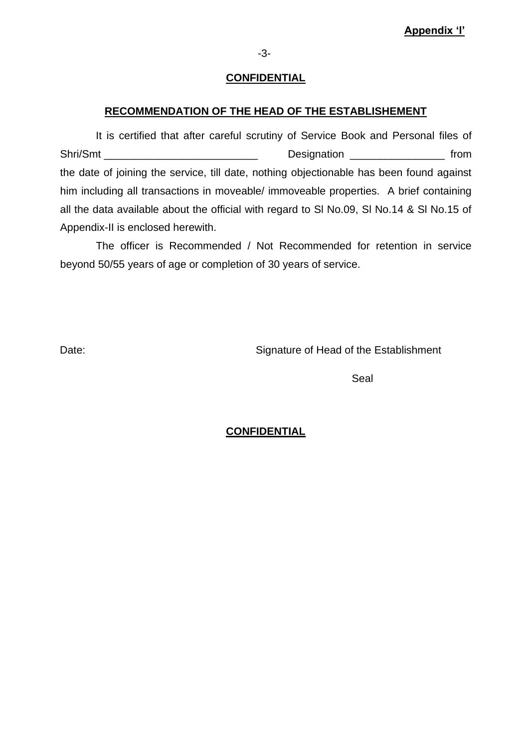**Appendix 'I'**

**CONFIDENTIAL**

**RECOMMENDATION OF THE HEAD OF THE ESTABLISHEMENT**

It is certified that after careful scrutiny of Service Book and Personal files of Shri/Smt __________________________ Designation ________________ from the date of joining the service, till date, nothing objectionable has been found against him including all transactions in moveable/ immoveable properties. A brief containing all the data available about the official with regard to Sl No.09, Sl No.14 & Sl No.15 of Appendix-II is enclosed herewith.

The officer is Recommended / Not Recommended for retention in service beyond 50/55 years of age or completion of 30 years of service.

Date: Signature of Head of the Establishment

Seal

**CONFIDENTIAL**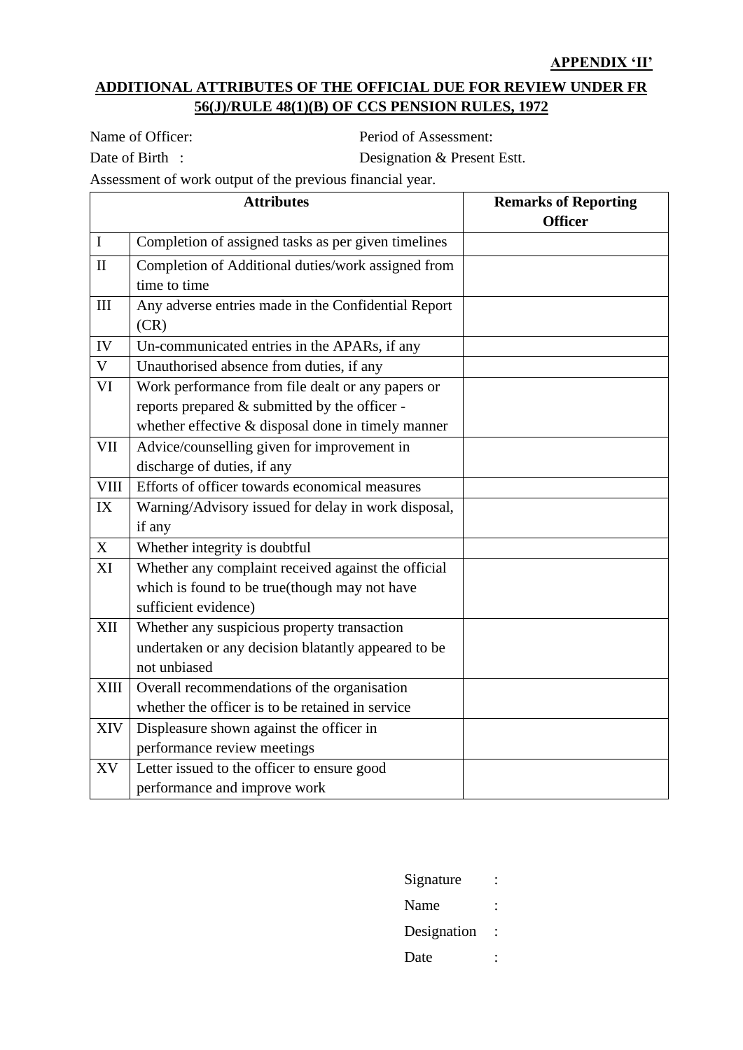**APPENDIX 'II'**

## ADDITIONAL ATTRIBUTES OF THE OFFICIAL DUE FOR REVIEW UNDER FR 56(J)/RULE 48(1)(B) OF CCS PENSION RULES, 1972

Name of Officer: Period of Assessment:

Date of Birth : Designation & Present Estt.

Assessment of work output of the previous financial year.

| Attributes | | Remarks of Reporting Officer |
|---|---|---|
| I | Completion of assigned tasks as per given timelines | |
| II | Completion of Additional duties/work assigned from time to time | |
| III | Any adverse entries made in the Confidential Report (CR) | |
| IV | Un-communicated entries in the APARs, if any | |
| V | Unauthorised absence from duties, if any | |
| VI | Work performance from file dealt or any papers or reports prepared & submitted by the officer - whether effective & disposal done in timely manner | |
| VII | Advice/counselling given for improvement in discharge of duties, if any | |
| VIII | Efforts of officer towards economical measures | |
| IX | Warning/Advisory issued for delay in work disposal, if any | |
| X | Whether integrity is doubtful | |
| XI | Whether any complaint received against the official which is found to be true(though may not have sufficient evidence) | |
| XII | Whether any suspicious property transaction undertaken or any decision blatantly appeared to be not unbiased | |
| XIII | Overall recommendations of the organisation whether the officer is to be retained in service | |
| XIV | Displeasure shown against the officer in performance review meetings | |
| XV | Letter issued to the officer to ensure good performance and improve work | |

Signature :

Name :

Designation :

Date :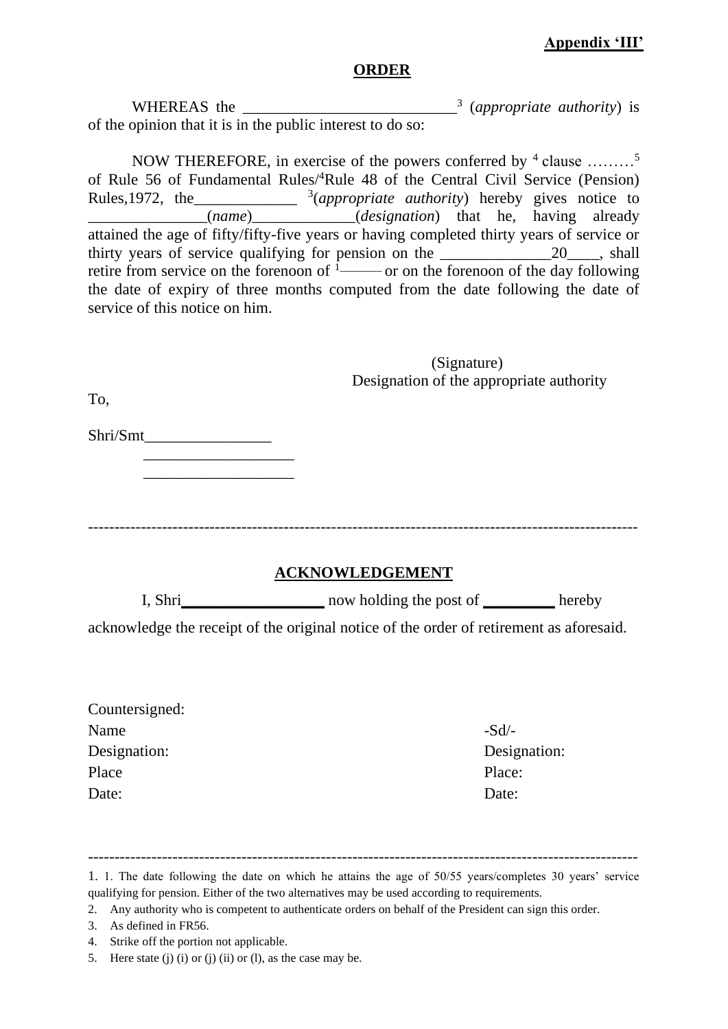**Appendix 'III'**

**ORDER**

WHEREAS the ___________________________[3] (*appropriate authority*) is of the opinion that it is in the public interest to do so:

NOW THEREFORE, in exercise of the powers conferred by [4] clause ………[5] of Rule 56 of Fundamental Rules/[4]Rule 48 of the Central Civil Service (Pension) Rules,1972, the_____________ [3](*appropriate authority*) hereby gives notice to _______________(*name*)_____________(*designation*) that he, having already attained the age of fifty/fifty-five years or having completed thirty years of service or thirty years of service qualifying for pension on the ______________20____, shall retire from service on the forenoon of [1]——— or on the forenoon of the day following the date of expiry of three months computed from the date following the date of service of this notice on him.

(Signature)
Designation of the appropriate authority

To,

Shri/Smt________________
___________________
___________________

---

**ACKNOWLEDGEMENT**

I, Shri___________________ now holding the post of _________ hereby acknowledge the receipt of the original notice of the order of retirement as aforesaid.

Countersigned:
Name
Designation:
Place
Date:

-Sd/-
Designation:
Place:
Date:

---

1. 1. The date following the date on which he attains the age of 50/55 years/completes 30 years' service qualifying for pension. Either of the two alternatives may be used according to requirements.
2. Any authority who is competent to authenticate orders on behalf of the President can sign this order.
3. As defined in FR56.
4. Strike off the portion not applicable.
5. Here state (j) (i) or (j) (ii) or (l), as the case may be.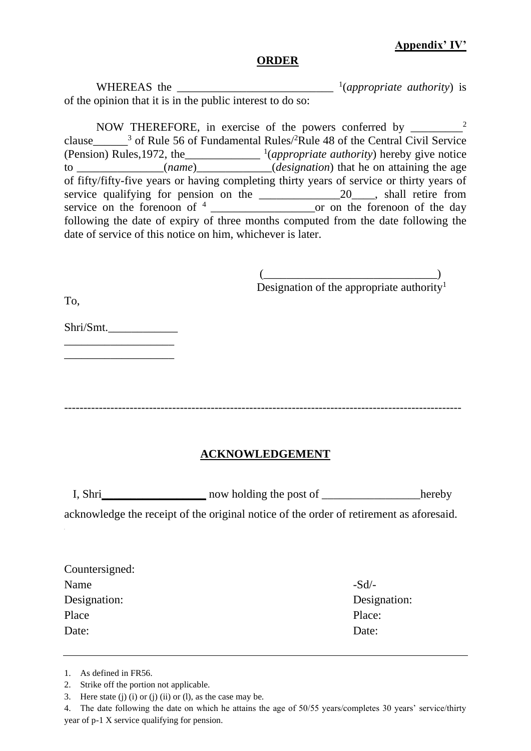**Appendix' IV'**

**ORDER**

WHEREAS the ___________________________ [1](*appropriate authority*) is of the opinion that it is in the public interest to do so:

NOW THEREFORE, in exercise of the powers conferred by _________[2] clause______[3] of Rule 56 of Fundamental Rules/[2]Rule 48 of the Central Civil Service (Pension) Rules,1972, the_____________ [1](*appropriate authority*) hereby give notice to _______________(*name*)_____________(*designation*) that he on attaining the age of fifty/fifty-five years or having completing thirty years of service or thirty years of service qualifying for pension on the ______________20____, shall retire from service on the forenoon of [4] __________________or on the forenoon of the day following the date of expiry of three months computed from the date following the date of service of this notice on him, whichever is later.

(_____________________________)
Designation of the appropriate authority[1]

To,

Shri/Smt.____________
___________________
___________________

----------------------------------------------------------------------------------------------------

**ACKNOWLEDGEMENT**

I, Shri__________________ now holding the post of _________________hereby acknowledge the receipt of the original notice of the order of retirement as aforesaid.

| Countersigned: | |
|---|---|
| Name | -Sd/- |
| Designation: | Designation: |
| Place | Place: |
| Date: | Date: |

---

1. As defined in FR56.
2. Strike off the portion not applicable.
3. Here state (j) (i) or (j) (ii) or (l), as the case may be.
4. The date following the date on which he attains the age of 50/55 years/completes 30 years' service/thirty year of p-1 X service qualifying for pension.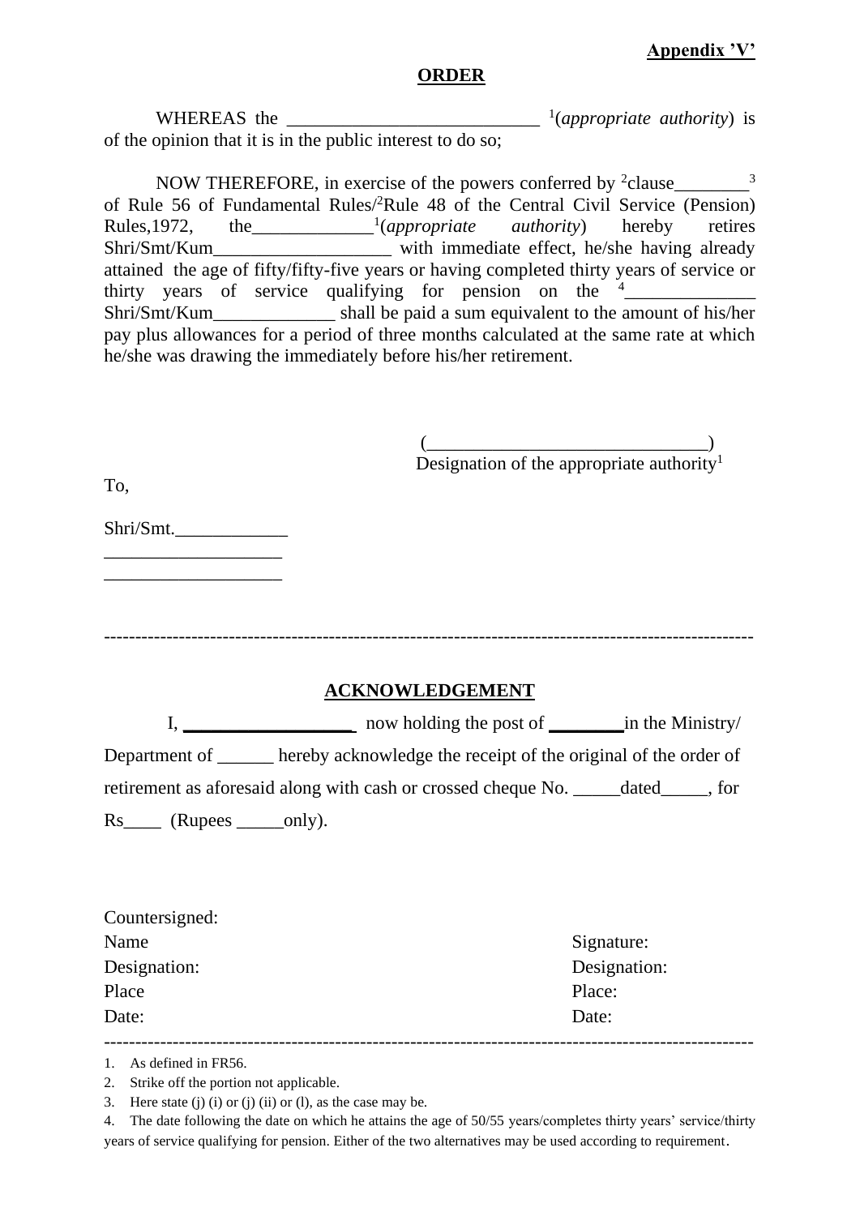**Appendix 'V'**

**ORDER**

WHEREAS the ___________________________ [1](*appropriate authority*) is of the opinion that it is in the public interest to do so;

NOW THEREFORE, in exercise of the powers conferred by [2]clause________[3] of Rule 56 of Fundamental Rules/[2]Rule 48 of the Central Civil Service (Pension) Rules,1972, the_____________[1](*appropriate authority*) hereby retires Shri/Smt/Kum___________________ with immediate effect, he/she having already attained the age of fifty/fifty-five years or having completed thirty years of service or thirty years of service qualifying for pension on the [4]______________ Shri/Smt/Kum_____________ shall be paid a sum equivalent to the amount of his/her pay plus allowances for a period of three months calculated at the same rate at which he/she was drawing the immediately before his/her retirement.

(_____________________________)
Designation of the appropriate authority[1]

To,

Shri/Smt.____________
___________________
___________________

---

**ACKNOWLEDGEMENT**

I, ___________________ now holding the post of ________in the Ministry/ Department of ______ hereby acknowledge the receipt of the original of the order of retirement as aforesaid along with cash or crossed cheque No. _____dated_____, for Rs____ (Rupees _____only).

Countersigned:
Name
Designation:
Place
Date:

Signature:
Designation:
Place:
Date:

---

1. As defined in FR56.
2. Strike off the portion not applicable.
3. Here state (j) (i) or (j) (ii) or (l), as the case may be.
4. The date following the date on which he attains the age of 50/55 years/completes thirty years' service/thirty years of service qualifying for pension. Either of the two alternatives may be used according to requirement.